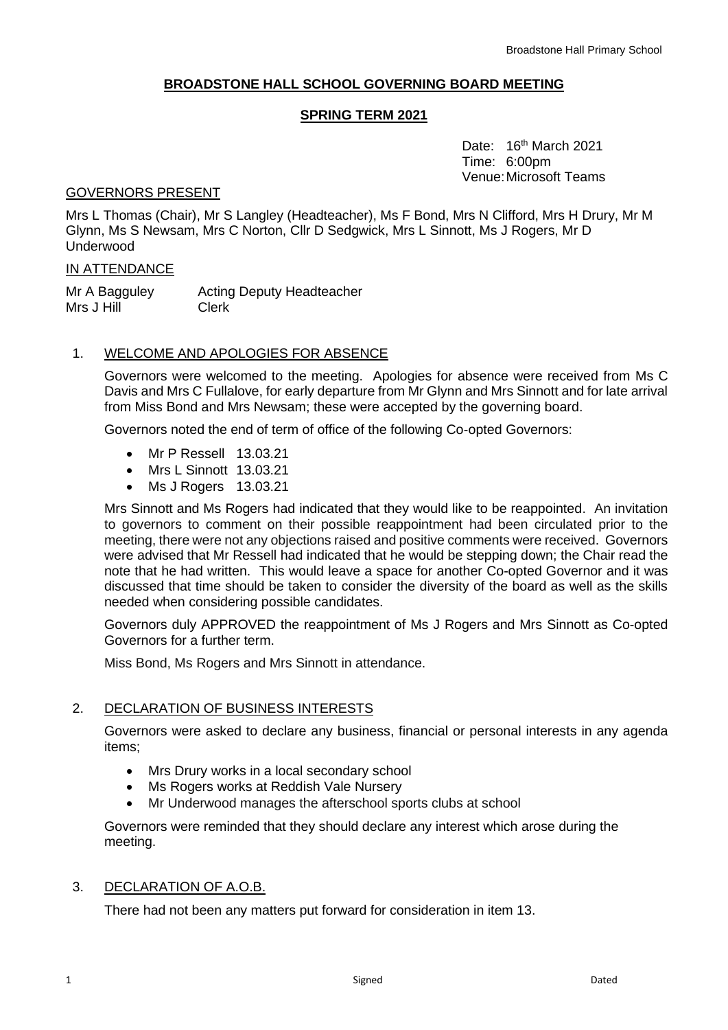# BROADSTONE HALL SCHOOL GOVERNING BOARD MEETING

## SPRING TERM 2021

Date: 16th March 2021
Time: 6:00pm
Venue: Microsoft Teams

GOVERNORS PRESENT

Mrs L Thomas (Chair), Mr S Langley (Headteacher), Ms F Bond, Mrs N Clifford, Mrs H Drury, Mr M Glynn, Ms S Newsam, Mrs C Norton, Cllr D Sedgwick, Mrs L Sinnott, Ms J Rogers, Mr D Underwood

IN ATTENDANCE

| | |
|---|---|
| Mr A Bagguley | Acting Deputy Headteacher |
| Mrs J Hill | Clerk |

1. WELCOME AND APOLOGIES FOR ABSENCE

   Governors were welcomed to the meeting. Apologies for absence were received from Ms C Davis and Mrs C Fullalove, for early departure from Mr Glynn and Mrs Sinnott and for late arrival from Miss Bond and Mrs Newsam; these were accepted by the governing board.

   Governors noted the end of term of office of the following Co-opted Governors:

   - Mr P Ressell 13.03.21
   - Mrs L Sinnott 13.03.21
   - Ms J Rogers 13.03.21

   Mrs Sinnott and Ms Rogers had indicated that they would like to be reappointed. An invitation to governors to comment on their possible reappointment had been circulated prior to the meeting, there were not any objections raised and positive comments were received. Governors were advised that Mr Ressell had indicated that he would be stepping down; the Chair read the note that he had written. This would leave a space for another Co-opted Governor and it was discussed that time should be taken to consider the diversity of the board as well as the skills needed when considering possible candidates.

   Governors duly APPROVED the reappointment of Ms J Rogers and Mrs Sinnott as Co-opted Governors for a further term.

   Miss Bond, Ms Rogers and Mrs Sinnott in attendance.

2. DECLARATION OF BUSINESS INTERESTS

   Governors were asked to declare any business, financial or personal interests in any agenda items;

   - Mrs Drury works in a local secondary school
   - Ms Rogers works at Reddish Vale Nursery
   - Mr Underwood manages the afterschool sports clubs at school

   Governors were reminded that they should declare any interest which arose during the meeting.

3. DECLARATION OF A.O.B.

   There had not been any matters put forward for consideration in item 13.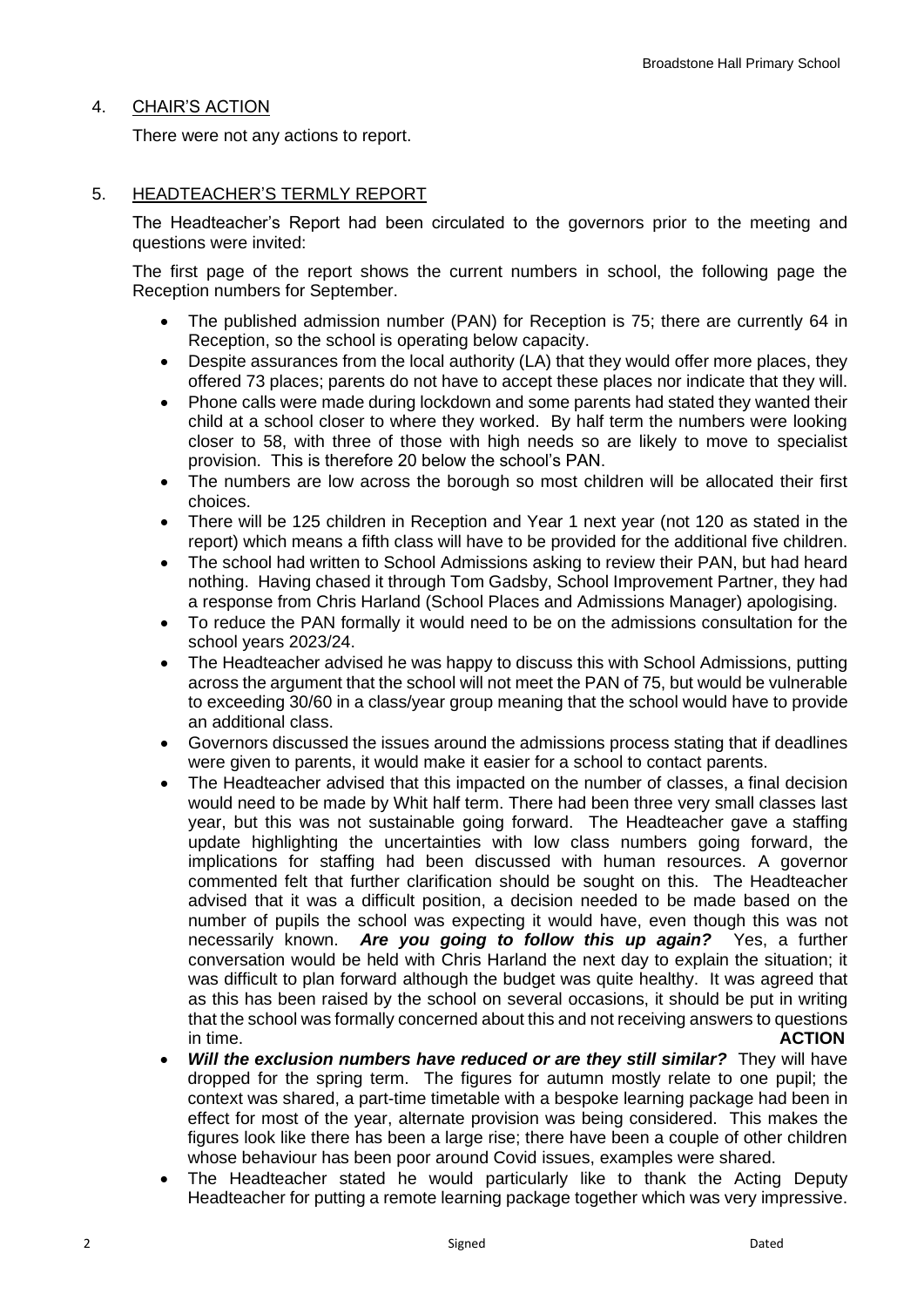## 4. CHAIR'S ACTION

There were not any actions to report.

## 5. HEADTEACHER'S TERMLY REPORT

The Headteacher's Report had been circulated to the governors prior to the meeting and questions were invited:

The first page of the report shows the current numbers in school, the following page the Reception numbers for September.

- The published admission number (PAN) for Reception is 75; there are currently 64 in Reception, so the school is operating below capacity.
- Despite assurances from the local authority (LA) that they would offer more places, they offered 73 places; parents do not have to accept these places nor indicate that they will.
- Phone calls were made during lockdown and some parents had stated they wanted their child at a school closer to where they worked. By half term the numbers were looking closer to 58, with three of those with high needs so are likely to move to specialist provision. This is therefore 20 below the school's PAN.
- The numbers are low across the borough so most children will be allocated their first choices.
- There will be 125 children in Reception and Year 1 next year (not 120 as stated in the report) which means a fifth class will have to be provided for the additional five children.
- The school had written to School Admissions asking to review their PAN, but had heard nothing. Having chased it through Tom Gadsby, School Improvement Partner, they had a response from Chris Harland (School Places and Admissions Manager) apologising.
- To reduce the PAN formally it would need to be on the admissions consultation for the school years 2023/24.
- The Headteacher advised he was happy to discuss this with School Admissions, putting across the argument that the school will not meet the PAN of 75, but would be vulnerable to exceeding 30/60 in a class/year group meaning that the school would have to provide an additional class.
- Governors discussed the issues around the admissions process stating that if deadlines were given to parents, it would make it easier for a school to contact parents.
- The Headteacher advised that this impacted on the number of classes, a final decision would need to be made by Whit half term. There had been three very small classes last year, but this was not sustainable going forward. The Headteacher gave a staffing update highlighting the uncertainties with low class numbers going forward, the implications for staffing had been discussed with human resources. A governor commented felt that further clarification should be sought on this. The Headteacher advised that it was a difficult position, a decision needed to be made based on the number of pupils the school was expecting it would have, even though this was not necessarily known. ***Are you going to follow this up again?*** Yes, a further conversation would be held with Chris Harland the next day to explain the situation; it was difficult to plan forward although the budget was quite healthy. It was agreed that as this has been raised by the school on several occasions, it should be put in writing that the school was formally concerned about this and not receiving answers to questions in time. **ACTION**
- ***Will the exclusion numbers have reduced or are they still similar?*** They will have dropped for the spring term. The figures for autumn mostly relate to one pupil; the context was shared, a part-time timetable with a bespoke learning package had been in effect for most of the year, alternate provision was being considered. This makes the figures look like there has been a large rise; there have been a couple of other children whose behaviour has been poor around Covid issues, examples were shared.
- The Headteacher stated he would particularly like to thank the Acting Deputy Headteacher for putting a remote learning package together which was very impressive.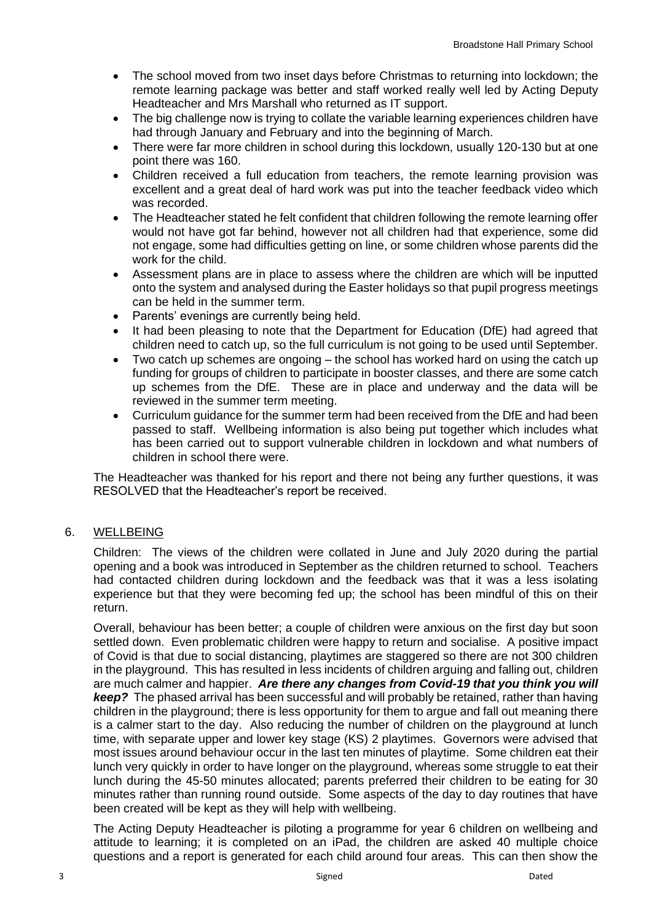- The school moved from two inset days before Christmas to returning into lockdown; the remote learning package was better and staff worked really well led by Acting Deputy Headteacher and Mrs Marshall who returned as IT support.
- The big challenge now is trying to collate the variable learning experiences children have had through January and February and into the beginning of March.
- There were far more children in school during this lockdown, usually 120-130 but at one point there was 160.
- Children received a full education from teachers, the remote learning provision was excellent and a great deal of hard work was put into the teacher feedback video which was recorded.
- The Headteacher stated he felt confident that children following the remote learning offer would not have got far behind, however not all children had that experience, some did not engage, some had difficulties getting on line, or some children whose parents did the work for the child.
- Assessment plans are in place to assess where the children are which will be inputted onto the system and analysed during the Easter holidays so that pupil progress meetings can be held in the summer term.
- Parents' evenings are currently being held.
- It had been pleasing to note that the Department for Education (DfE) had agreed that children need to catch up, so the full curriculum is not going to be used until September.
- Two catch up schemes are ongoing – the school has worked hard on using the catch up funding for groups of children to participate in booster classes, and there are some catch up schemes from the DfE. These are in place and underway and the data will be reviewed in the summer term meeting.
- Curriculum guidance for the summer term had been received from the DfE and had been passed to staff. Wellbeing information is also being put together which includes what has been carried out to support vulnerable children in lockdown and what numbers of children in school there were.

The Headteacher was thanked for his report and there not being any further questions, it was RESOLVED that the Headteacher's report be received.

## 6. WELLBEING

Children: The views of the children were collated in June and July 2020 during the partial opening and a book was introduced in September as the children returned to school. Teachers had contacted children during lockdown and the feedback was that it was a less isolating experience but that they were becoming fed up; the school has been mindful of this on their return.

Overall, behaviour has been better; a couple of children were anxious on the first day but soon settled down. Even problematic children were happy to return and socialise. A positive impact of Covid is that due to social distancing, playtimes are staggered so there are not 300 children in the playground. This has resulted in less incidents of children arguing and falling out, children are much calmer and happier. ***Are there any changes from Covid-19 that you think you will keep?*** The phased arrival has been successful and will probably be retained, rather than having children in the playground; there is less opportunity for them to argue and fall out meaning there is a calmer start to the day. Also reducing the number of children on the playground at lunch time, with separate upper and lower key stage (KS) 2 playtimes. Governors were advised that most issues around behaviour occur in the last ten minutes of playtime. Some children eat their lunch very quickly in order to have longer on the playground, whereas some struggle to eat their lunch during the 45-50 minutes allocated; parents preferred their children to be eating for 30 minutes rather than running round outside. Some aspects of the day to day routines that have been created will be kept as they will help with wellbeing.

The Acting Deputy Headteacher is piloting a programme for year 6 children on wellbeing and attitude to learning; it is completed on an iPad, the children are asked 40 multiple choice questions and a report is generated for each child around four areas. This can then show the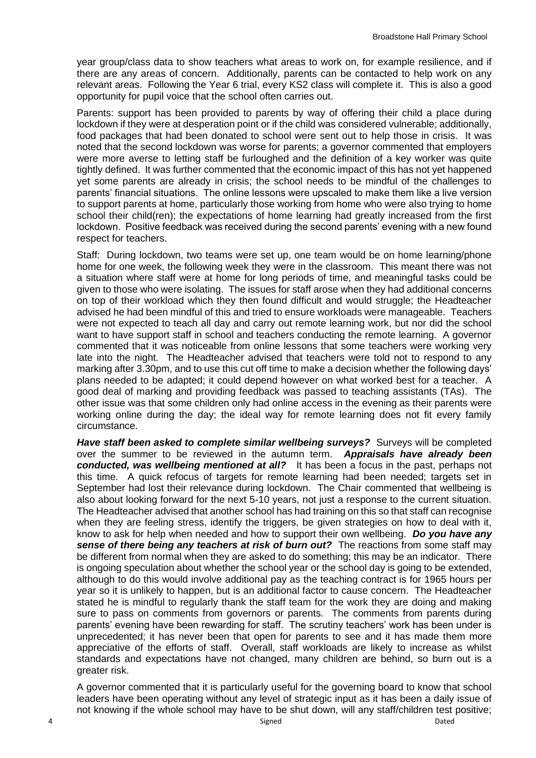year group/class data to show teachers what areas to work on, for example resilience, and if there are any areas of concern. Additionally, parents can be contacted to help work on any relevant areas. Following the Year 6 trial, every KS2 class will complete it. This is also a good opportunity for pupil voice that the school often carries out.

Parents: support has been provided to parents by way of offering their child a place during lockdown if they were at desperation point or if the child was considered vulnerable; additionally, food packages that had been donated to school were sent out to help those in crisis. It was noted that the second lockdown was worse for parents; a governor commented that employers were more averse to letting staff be furloughed and the definition of a key worker was quite tightly defined. It was further commented that the economic impact of this has not yet happened yet some parents are already in crisis; the school needs to be mindful of the challenges to parents' financial situations. The online lessons were upscaled to make them like a live version to support parents at home, particularly those working from home who were also trying to home school their child(ren); the expectations of home learning had greatly increased from the first lockdown. Positive feedback was received during the second parents' evening with a new found respect for teachers.

Staff: During lockdown, two teams were set up, one team would be on home learning/phone home for one week, the following week they were in the classroom. This meant there was not a situation where staff were at home for long periods of time, and meaningful tasks could be given to those who were isolating. The issues for staff arose when they had additional concerns on top of their workload which they then found difficult and would struggle; the Headteacher advised he had been mindful of this and tried to ensure workloads were manageable. Teachers were not expected to teach all day and carry out remote learning work, but nor did the school want to have support staff in school and teachers conducting the remote learning. A governor commented that it was noticeable from online lessons that some teachers were working very late into the night. The Headteacher advised that teachers were told not to respond to any marking after 3.30pm, and to use this cut off time to make a decision whether the following days' plans needed to be adapted; it could depend however on what worked best for a teacher. A good deal of marking and providing feedback was passed to teaching assistants (TAs). The other issue was that some children only had online access in the evening as their parents were working online during the day; the ideal way for remote learning does not fit every family circumstance.

***Have staff been asked to complete similar wellbeing surveys?*** Surveys will be completed over the summer to be reviewed in the autumn term. ***Appraisals have already been conducted, was wellbeing mentioned at all?*** It has been a focus in the past, perhaps not this time. A quick refocus of targets for remote learning had been needed; targets set in September had lost their relevance during lockdown. The Chair commented that wellbeing is also about looking forward for the next 5-10 years, not just a response to the current situation. The Headteacher advised that another school has had training on this so that staff can recognise when they are feeling stress, identify the triggers, be given strategies on how to deal with it, know to ask for help when needed and how to support their own wellbeing. ***Do you have any sense of there being any teachers at risk of burn out?*** The reactions from some staff may be different from normal when they are asked to do something; this may be an indicator. There is ongoing speculation about whether the school year or the school day is going to be extended, although to do this would involve additional pay as the teaching contract is for 1965 hours per year so it is unlikely to happen, but is an additional factor to cause concern. The Headteacher stated he is mindful to regularly thank the staff team for the work they are doing and making sure to pass on comments from governors or parents. The comments from parents during parents' evening have been rewarding for staff. The scrutiny teachers' work has been under is unprecedented; it has never been that open for parents to see and it has made them more appreciative of the efforts of staff. Overall, staff workloads are likely to increase as whilst standards and expectations have not changed, many children are behind, so burn out is a greater risk.

A governor commented that it is particularly useful for the governing board to know that school leaders have been operating without any level of strategic input as it has been a daily issue of not knowing if the whole school may have to be shut down, will any staff/children test positive;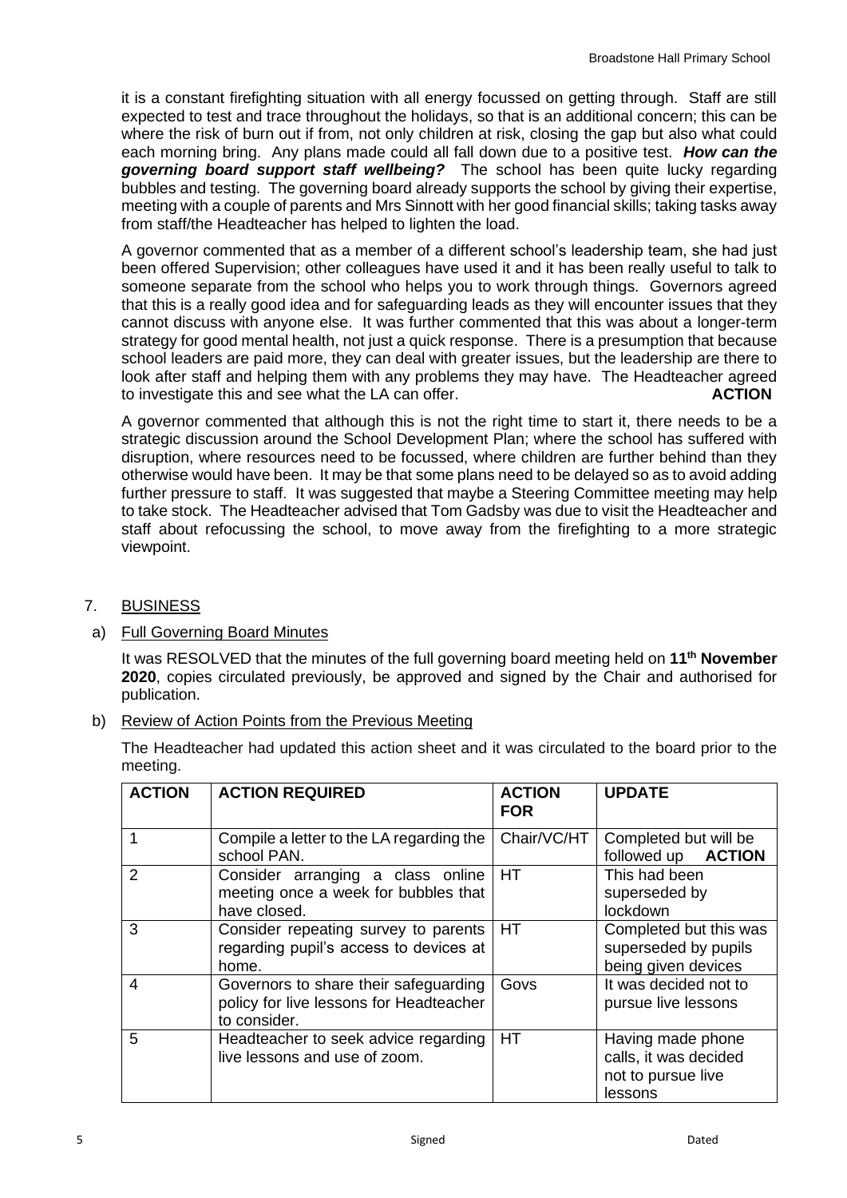it is a constant firefighting situation with all energy focussed on getting through. Staff are still expected to test and trace throughout the holidays, so that is an additional concern; this can be where the risk of burn out if from, not only children at risk, closing the gap but also what could each morning bring. Any plans made could all fall down due to a positive test. ***How can the governing board support staff wellbeing?*** The school has been quite lucky regarding bubbles and testing. The governing board already supports the school by giving their expertise, meeting with a couple of parents and Mrs Sinnott with her good financial skills; taking tasks away from staff/the Headteacher has helped to lighten the load.

A governor commented that as a member of a different school's leadership team, she had just been offered Supervision; other colleagues have used it and it has been really useful to talk to someone separate from the school who helps you to work through things. Governors agreed that this is a really good idea and for safeguarding leads as they will encounter issues that they cannot discuss with anyone else. It was further commented that this was about a longer-term strategy for good mental health, not just a quick response. There is a presumption that because school leaders are paid more, they can deal with greater issues, but the leadership are there to look after staff and helping them with any problems they may have. The Headteacher agreed to investigate this and see what the LA can offer. **ACTION**

A governor commented that although this is not the right time to start it, there needs to be a strategic discussion around the School Development Plan; where the school has suffered with disruption, where resources need to be focussed, where children are further behind than they otherwise would have been. It may be that some plans need to be delayed so as to avoid adding further pressure to staff. It was suggested that maybe a Steering Committee meeting may help to take stock. The Headteacher advised that Tom Gadsby was due to visit the Headteacher and staff about refocussing the school, to move away from the firefighting to a more strategic viewpoint.

## 7. BUSINESS

### a) Full Governing Board Minutes

It was RESOLVED that the minutes of the full governing board meeting held on **11th November 2020**, copies circulated previously, be approved and signed by the Chair and authorised for publication.

### b) Review of Action Points from the Previous Meeting

The Headteacher had updated this action sheet and it was circulated to the board prior to the meeting.

| ACTION | ACTION REQUIRED | ACTION FOR | UPDATE |
|---|---|---|---|
| 1 | Compile a letter to the LA regarding the school PAN. | Chair/VC/HT | Completed but will be followed up **ACTION** |
| 2 | Consider arranging a class online meeting once a week for bubbles that have closed. | HT | This had been superseded by lockdown |
| 3 | Consider repeating survey to parents regarding pupil's access to devices at home. | HT | Completed but this was superseded by pupils being given devices |
| 4 | Governors to share their safeguarding policy for live lessons for Headteacher to consider. | Govs | It was decided not to pursue live lessons |
| 5 | Headteacher to seek advice regarding live lessons and use of zoom. | HT | Having made phone calls, it was decided not to pursue live lessons |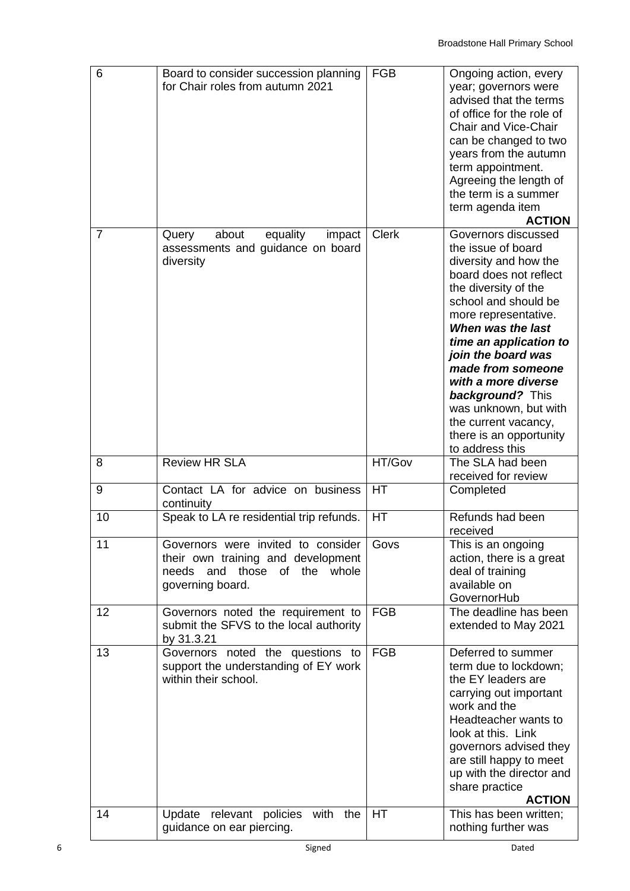| | | | |
|---|---|---|---|
| 6 | Board to consider succession planning for Chair roles from autumn 2021 | FGB | Ongoing action, every year; governors were advised that the terms of office for the role of Chair and Vice-Chair can be changed to two years from the autumn term appointment. Agreeing the length of the term is a summer term agenda item **ACTION** |
| 7 | Query about equality impact assessments and guidance on board diversity | Clerk | Governors discussed the issue of board diversity and how the board does not reflect the diversity of the school and should be more representative. ***When was the last time an application to join the board was made from someone with a more diverse background?*** This was unknown, but with the current vacancy, there is an opportunity to address this |
| 8 | Review HR SLA | HT/Gov | The SLA had been received for review |
| 9 | Contact LA for advice on business continuity | HT | Completed |
| 10 | Speak to LA re residential trip refunds. | HT | Refunds had been received |
| 11 | Governors were invited to consider their own training and development needs and those of the whole governing board. | Govs | This is an ongoing action, there is a great deal of training available on GovernorHub |
| 12 | Governors noted the requirement to submit the SFVS to the local authority by 31.3.21 | FGB | The deadline has been extended to May 2021 |
| 13 | Governors noted the questions to support the understanding of EY work within their school. | FGB | Deferred to summer term due to lockdown; the EY leaders are carrying out important work and the Headteacher wants to look at this. Link governors advised they are still happy to meet up with the director and share practice **ACTION** |
| 14 | Update relevant policies with the guidance on ear piercing. | HT | This has been written; nothing further was |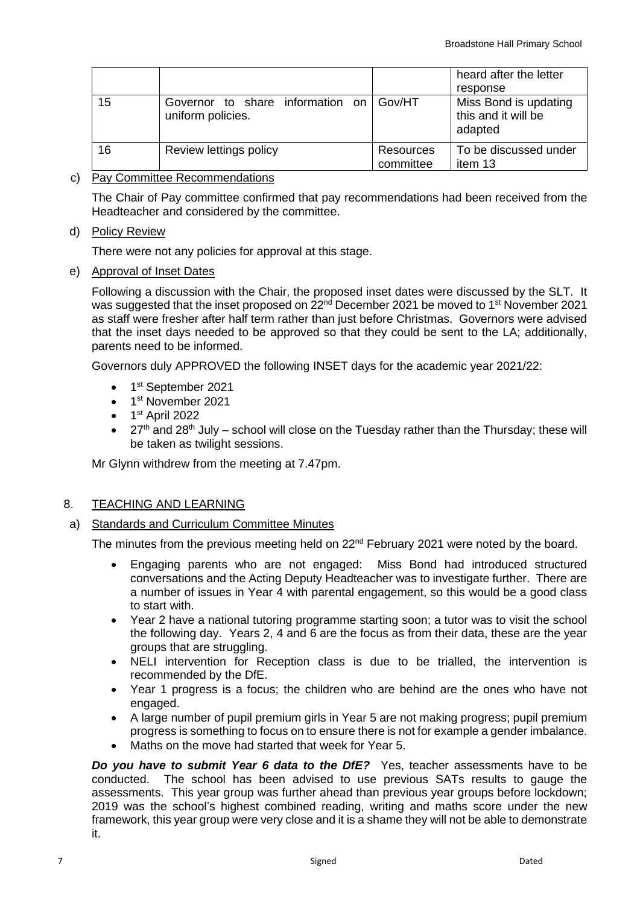|  |  |  | heard after the letter response |
|---|---|---|---|
| 15 | Governor to share information on uniform policies. | Gov/HT | Miss Bond is updating this and it will be adapted |
| 16 | Review lettings policy | Resources committee | To be discussed under item 13 |

c) Pay Committee Recommendations

The Chair of Pay committee confirmed that pay recommendations had been received from the Headteacher and considered by the committee.

d) Policy Review

There were not any policies for approval at this stage.

e) Approval of Inset Dates

Following a discussion with the Chair, the proposed inset dates were discussed by the SLT. It was suggested that the inset proposed on 22nd December 2021 be moved to 1st November 2021 as staff were fresher after half term rather than just before Christmas. Governors were advised that the inset days needed to be approved so that they could be sent to the LA; additionally, parents need to be informed.

Governors duly APPROVED the following INSET days for the academic year 2021/22:

- 1st September 2021
- 1st November 2021
- 1st April 2022
- 27th and 28th July – school will close on the Tuesday rather than the Thursday; these will be taken as twilight sessions.

Mr Glynn withdrew from the meeting at 7.47pm.

## 8. TEACHING AND LEARNING

a) Standards and Curriculum Committee Minutes

The minutes from the previous meeting held on 22nd February 2021 were noted by the board.

- Engaging parents who are not engaged: Miss Bond had introduced structured conversations and the Acting Deputy Headteacher was to investigate further. There are a number of issues in Year 4 with parental engagement, so this would be a good class to start with.
- Year 2 have a national tutoring programme starting soon; a tutor was to visit the school the following day. Years 2, 4 and 6 are the focus as from their data, these are the year groups that are struggling.
- NELI intervention for Reception class is due to be trialled, the intervention is recommended by the DfE.
- Year 1 progress is a focus; the children who are behind are the ones who have not engaged.
- A large number of pupil premium girls in Year 5 are not making progress; pupil premium progress is something to focus on to ensure there is not for example a gender imbalance.
- Maths on the move had started that week for Year 5.

***Do you have to submit Year 6 data to the DfE?*** Yes, teacher assessments have to be conducted. The school has been advised to use previous SATs results to gauge the assessments. This year group was further ahead than previous year groups before lockdown; 2019 was the school's highest combined reading, writing and maths score under the new framework, this year group were very close and it is a shame they will not be able to demonstrate it.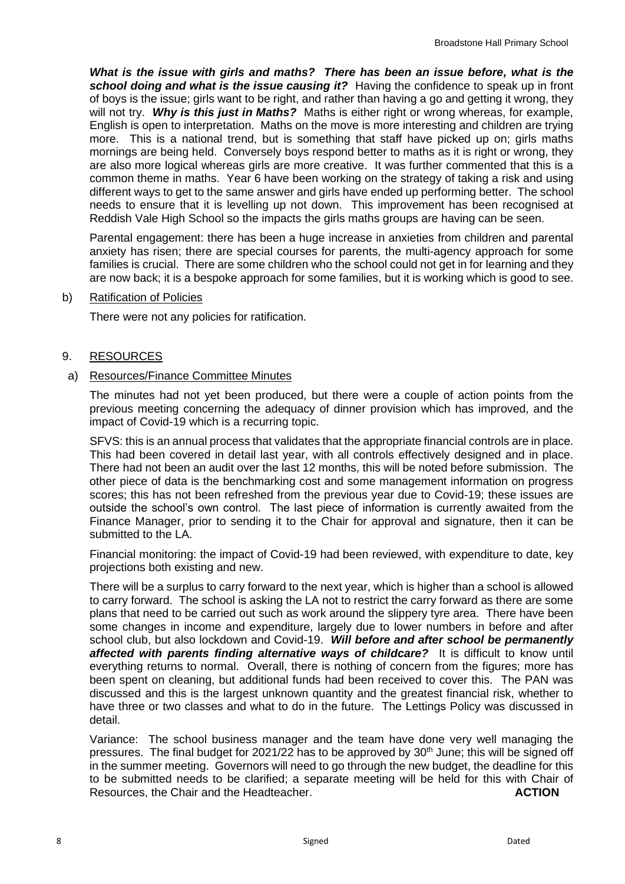***What is the issue with girls and maths? There has been an issue before, what is the school doing and what is the issue causing it?*** Having the confidence to speak up in front of boys is the issue; girls want to be right, and rather than having a go and getting it wrong, they will not try. ***Why is this just in Maths?*** Maths is either right or wrong whereas, for example, English is open to interpretation. Maths on the move is more interesting and children are trying more. This is a national trend, but is something that staff have picked up on; girls maths mornings are being held. Conversely boys respond better to maths as it is right or wrong, they are also more logical whereas girls are more creative. It was further commented that this is a common theme in maths. Year 6 have been working on the strategy of taking a risk and using different ways to get to the same answer and girls have ended up performing better. The school needs to ensure that it is levelling up not down. This improvement has been recognised at Reddish Vale High School so the impacts the girls maths groups are having can be seen.

Parental engagement: there has been a huge increase in anxieties from children and parental anxiety has risen; there are special courses for parents, the multi-agency approach for some families is crucial. There are some children who the school could not get in for learning and they are now back; it is a bespoke approach for some families, but it is working which is good to see.

b) Ratification of Policies

There were not any policies for ratification.

9. RESOURCES

a) Resources/Finance Committee Minutes

The minutes had not yet been produced, but there were a couple of action points from the previous meeting concerning the adequacy of dinner provision which has improved, and the impact of Covid-19 which is a recurring topic.

SFVS: this is an annual process that validates that the appropriate financial controls are in place. This had been covered in detail last year, with all controls effectively designed and in place. There had not been an audit over the last 12 months, this will be noted before submission. The other piece of data is the benchmarking cost and some management information on progress scores; this has not been refreshed from the previous year due to Covid-19; these issues are outside the school's own control. The last piece of information is currently awaited from the Finance Manager, prior to sending it to the Chair for approval and signature, then it can be submitted to the LA.

Financial monitoring: the impact of Covid-19 had been reviewed, with expenditure to date, key projections both existing and new.

There will be a surplus to carry forward to the next year, which is higher than a school is allowed to carry forward. The school is asking the LA not to restrict the carry forward as there are some plans that need to be carried out such as work around the slippery tyre area. There have been some changes in income and expenditure, largely due to lower numbers in before and after school club, but also lockdown and Covid-19. ***Will before and after school be permanently affected with parents finding alternative ways of childcare?*** It is difficult to know until everything returns to normal. Overall, there is nothing of concern from the figures; more has been spent on cleaning, but additional funds had been received to cover this. The PAN was discussed and this is the largest unknown quantity and the greatest financial risk, whether to have three or two classes and what to do in the future. The Lettings Policy was discussed in detail.

Variance: The school business manager and the team have done very well managing the pressures. The final budget for 2021/22 has to be approved by 30th June; this will be signed off in the summer meeting. Governors will need to go through the new budget, the deadline for this to be submitted needs to be clarified; a separate meeting will be held for this with Chair of Resources, the Chair and the Headteacher. **ACTION**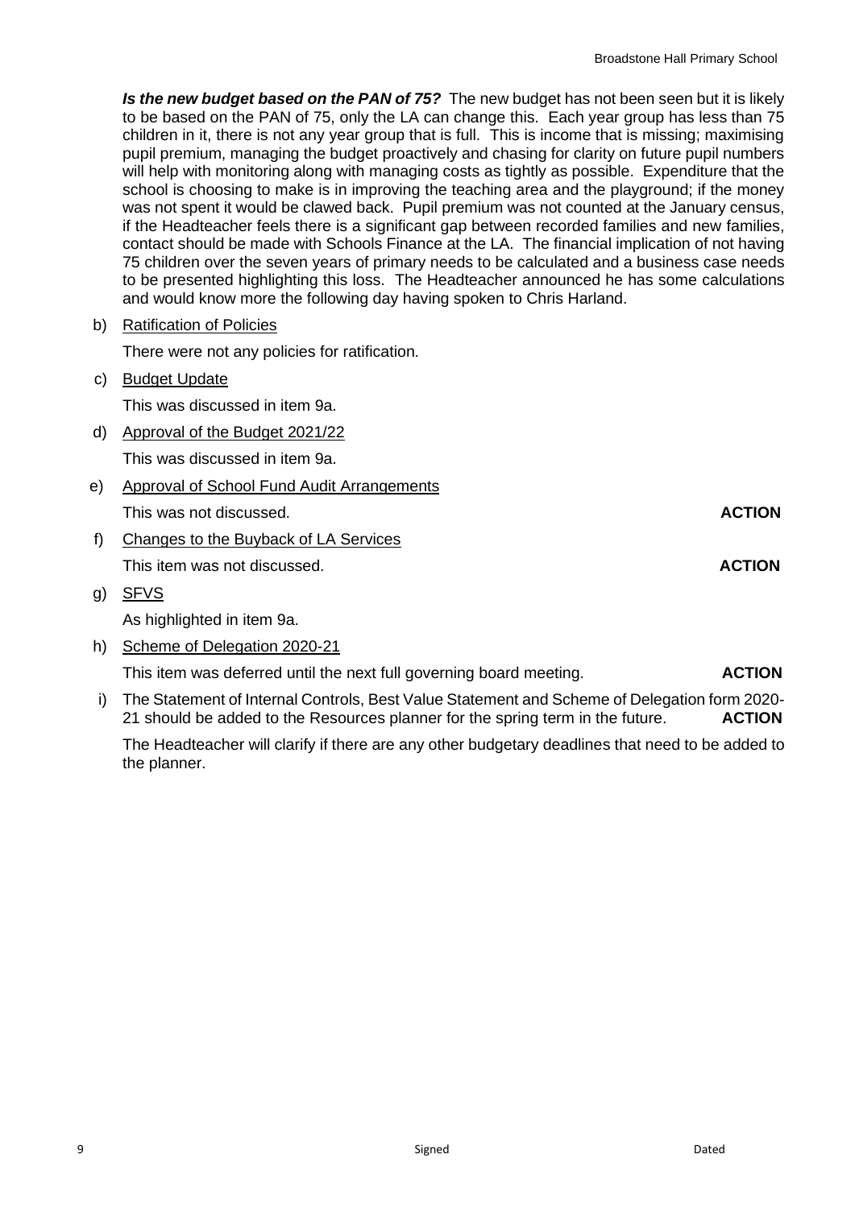***Is the new budget based on the PAN of 75?*** The new budget has not been seen but it is likely to be based on the PAN of 75, only the LA can change this. Each year group has less than 75 children in it, there is not any year group that is full. This is income that is missing; maximising pupil premium, managing the budget proactively and chasing for clarity on future pupil numbers will help with monitoring along with managing costs as tightly as possible. Expenditure that the school is choosing to make is in improving the teaching area and the playground; if the money was not spent it would be clawed back. Pupil premium was not counted at the January census, if the Headteacher feels there is a significant gap between recorded families and new families, contact should be made with Schools Finance at the LA. The financial implication of not having 75 children over the seven years of primary needs to be calculated and a business case needs to be presented highlighting this loss. The Headteacher announced he has some calculations and would know more the following day having spoken to Chris Harland.

b) Ratification of Policies

There were not any policies for ratification.

c) Budget Update

This was discussed in item 9a.

d) Approval of the Budget 2021/22

This was discussed in item 9a.

e) Approval of School Fund Audit Arrangements

This was not discussed. **ACTION**

f) Changes to the Buyback of LA Services

This item was not discussed. **ACTION**

g) SFVS

As highlighted in item 9a.

h) Scheme of Delegation 2020-21

This item was deferred until the next full governing board meeting. **ACTION**

i) The Statement of Internal Controls, Best Value Statement and Scheme of Delegation form 2020-21 should be added to the Resources planner for the spring term in the future. **ACTION**

The Headteacher will clarify if there are any other budgetary deadlines that need to be added to the planner.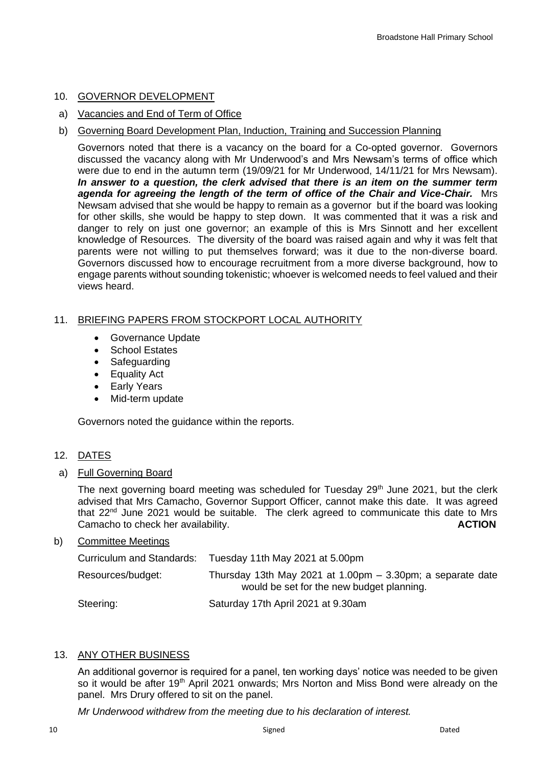## 10. GOVERNOR DEVELOPMENT

a) Vacancies and End of Term of Office

b) Governing Board Development Plan, Induction, Training and Succession Planning

Governors noted that there is a vacancy on the board for a Co-opted governor. Governors discussed the vacancy along with Mr Underwood's and Mrs Newsam's terms of office which were due to end in the autumn term (19/09/21 for Mr Underwood, 14/11/21 for Mrs Newsam). ***In answer to a question, the clerk advised that there is an item on the summer term agenda for agreeing the length of the term of office of the Chair and Vice-Chair.*** Mrs Newsam advised that she would be happy to remain as a governor but if the board was looking for other skills, she would be happy to step down. It was commented that it was a risk and danger to rely on just one governor; an example of this is Mrs Sinnott and her excellent knowledge of Resources. The diversity of the board was raised again and why it was felt that parents were not willing to put themselves forward; was it due to the non-diverse board. Governors discussed how to encourage recruitment from a more diverse background, how to engage parents without sounding tokenistic; whoever is welcomed needs to feel valued and their views heard.

## 11. BRIEFING PAPERS FROM STOCKPORT LOCAL AUTHORITY

- Governance Update
- School Estates
- Safeguarding
- Equality Act
- Early Years
- Mid-term update

Governors noted the guidance within the reports.

## 12. DATES

a) Full Governing Board

The next governing board meeting was scheduled for Tuesday 29th June 2021, but the clerk advised that Mrs Camacho, Governor Support Officer, cannot make this date. It was agreed that 22nd June 2021 would be suitable. The clerk agreed to communicate this date to Mrs Camacho to check her availability. **ACTION**

b) Committee Meetings

| | |
|---|---|
| Curriculum and Standards: | Tuesday 11th May 2021 at 5.00pm |
| Resources/budget: | Thursday 13th May 2021 at 1.00pm – 3.30pm; a separate date would be set for the new budget planning. |
| Steering: | Saturday 17th April 2021 at 9.30am |

## 13. ANY OTHER BUSINESS

An additional governor is required for a panel, ten working days' notice was needed to be given so it would be after 19th April 2021 onwards; Mrs Norton and Miss Bond were already on the panel. Mrs Drury offered to sit on the panel.

*Mr Underwood withdrew from the meeting due to his declaration of interest.*

Signed Dated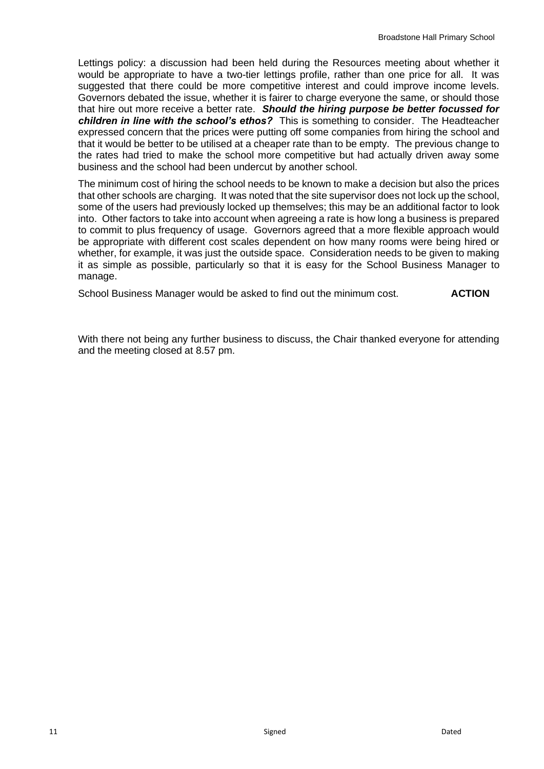Lettings policy: a discussion had been held during the Resources meeting about whether it would be appropriate to have a two-tier lettings profile, rather than one price for all. It was suggested that there could be more competitive interest and could improve income levels. Governors debated the issue, whether it is fairer to charge everyone the same, or should those that hire out more receive a better rate. ***Should the hiring purpose be better focussed for children in line with the school's ethos?*** This is something to consider. The Headteacher expressed concern that the prices were putting off some companies from hiring the school and that it would be better to be utilised at a cheaper rate than to be empty. The previous change to the rates had tried to make the school more competitive but had actually driven away some business and the school had been undercut by another school.

The minimum cost of hiring the school needs to be known to make a decision but also the prices that other schools are charging. It was noted that the site supervisor does not lock up the school, some of the users had previously locked up themselves; this may be an additional factor to look into. Other factors to take into account when agreeing a rate is how long a business is prepared to commit to plus frequency of usage. Governors agreed that a more flexible approach would be appropriate with different cost scales dependent on how many rooms were being hired or whether, for example, it was just the outside space. Consideration needs to be given to making it as simple as possible, particularly so that it is easy for the School Business Manager to manage.

School Business Manager would be asked to find out the minimum cost. **ACTION**

With there not being any further business to discuss, the Chair thanked everyone for attending and the meeting closed at 8.57 pm.

Signed Dated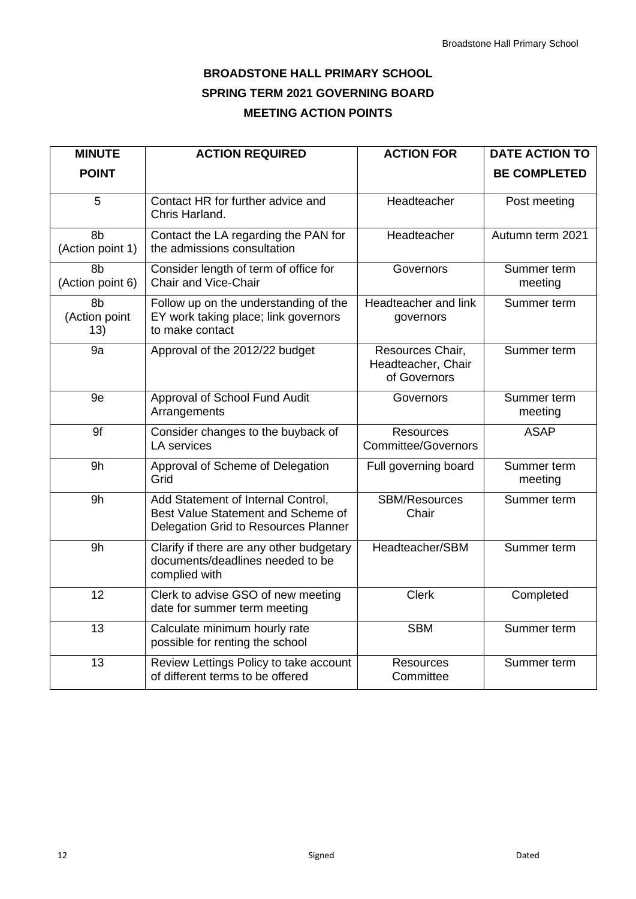**BROADSTONE HALL PRIMARY SCHOOL**

**SPRING TERM 2021 GOVERNING BOARD**

**MEETING ACTION POINTS**

| MINUTE POINT | ACTION REQUIRED | ACTION FOR | DATE ACTION TO BE COMPLETED |
|---|---|---|---|
| 5 | Contact HR for further advice and Chris Harland. | Headteacher | Post meeting |
| 8b (Action point 1) | Contact the LA regarding the PAN for the admissions consultation | Headteacher | Autumn term 2021 |
| 8b (Action point 6) | Consider length of term of office for Chair and Vice-Chair | Governors | Summer term meeting |
| 8b (Action point 13) | Follow up on the understanding of the EY work taking place; link governors to make contact | Headteacher and link governors | Summer term |
| 9a | Approval of the 2012/22 budget | Resources Chair, Headteacher, Chair of Governors | Summer term |
| 9e | Approval of School Fund Audit Arrangements | Governors | Summer term meeting |
| 9f | Consider changes to the buyback of LA services | Resources Committee/Governors | ASAP |
| 9h | Approval of Scheme of Delegation Grid | Full governing board | Summer term meeting |
| 9h | Add Statement of Internal Control, Best Value Statement and Scheme of Delegation Grid to Resources Planner | SBM/Resources Chair | Summer term |
| 9h | Clarify if there are any other budgetary documents/deadlines needed to be complied with | Headteacher/SBM | Summer term |
| 12 | Clerk to advise GSO of new meeting date for summer term meeting | Clerk | Completed |
| 13 | Calculate minimum hourly rate possible for renting the school | SBM | Summer term |
| 13 | Review Lettings Policy to take account of different terms to be offered | Resources Committee | Summer term |

Signed Dated